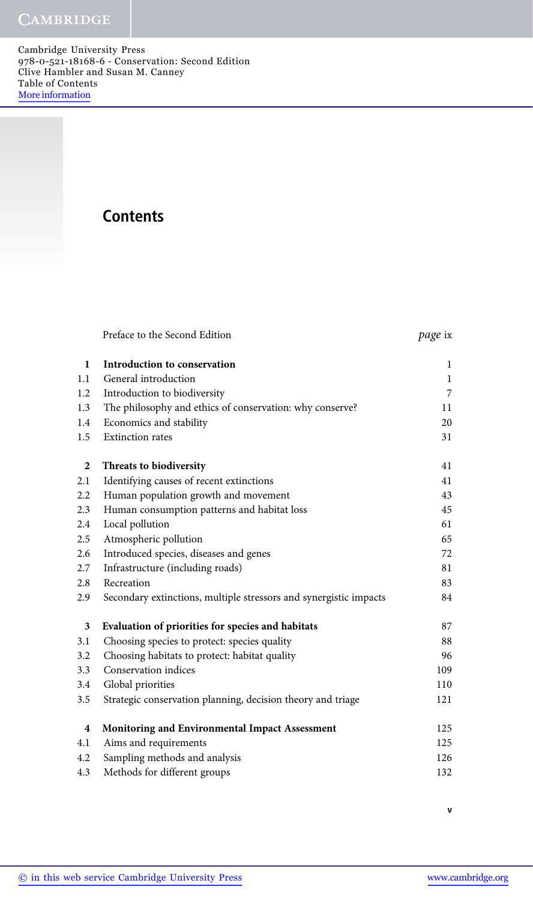Cambridge University Press
978-0-521-18168-6 - Conservation: Second Edition
Clive Hambler and Susan M. Canney
Table of Contents
More information

# Contents

| | | |
|---|---|---|
| | Preface to the Second Edition | *page* ix |
| **1** | **Introduction to conservation** | 1 |
| 1.1 | General introduction | 1 |
| 1.2 | Introduction to biodiversity | 7 |
| 1.3 | The philosophy and ethics of conservation: why conserve? | 11 |
| 1.4 | Economics and stability | 20 |
| 1.5 | Extinction rates | 31 |
| **2** | **Threats to biodiversity** | 41 |
| 2.1 | Identifying causes of recent extinctions | 41 |
| 2.2 | Human population growth and movement | 43 |
| 2.3 | Human consumption patterns and habitat loss | 45 |
| 2.4 | Local pollution | 61 |
| 2.5 | Atmospheric pollution | 65 |
| 2.6 | Introduced species, diseases and genes | 72 |
| 2.7 | Infrastructure (including roads) | 81 |
| 2.8 | Recreation | 83 |
| 2.9 | Secondary extinctions, multiple stressors and synergistic impacts | 84 |
| **3** | **Evaluation of priorities for species and habitats** | 87 |
| 3.1 | Choosing species to protect: species quality | 88 |
| 3.2 | Choosing habitats to protect: habitat quality | 96 |
| 3.3 | Conservation indices | 109 |
| 3.4 | Global priorities | 110 |
| 3.5 | Strategic conservation planning, decision theory and triage | 121 |
| **4** | **Monitoring and Environmental Impact Assessment** | 125 |
| 4.1 | Aims and requirements | 125 |
| 4.2 | Sampling methods and analysis | 126 |
| 4.3 | Methods for different groups | 132 |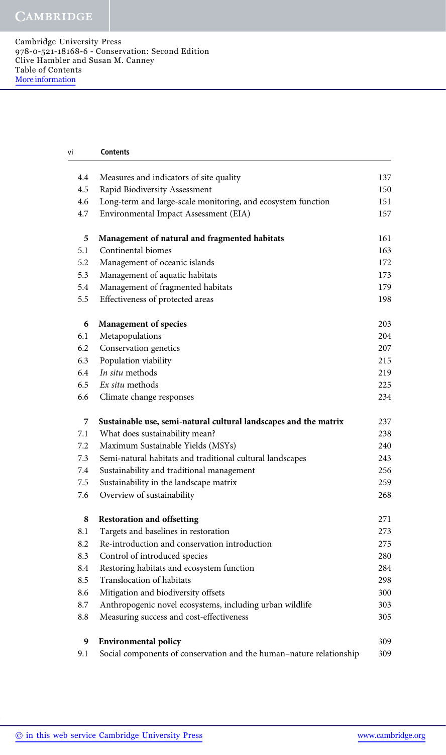| | | |
|---|---|---|
| 4.4 | Measures and indicators of site quality | 137 |
| 4.5 | Rapid Biodiversity Assessment | 150 |
| 4.6 | Long-term and large-scale monitoring, and ecosystem function | 151 |
| 4.7 | Environmental Impact Assessment (EIA) | 157 |
| **5** | **Management of natural and fragmented habitats** | 161 |
| 5.1 | Continental biomes | 163 |
| 5.2 | Management of oceanic islands | 172 |
| 5.3 | Management of aquatic habitats | 173 |
| 5.4 | Management of fragmented habitats | 179 |
| 5.5 | Effectiveness of protected areas | 198 |
| **6** | **Management of species** | 203 |
| 6.1 | Metapopulations | 204 |
| 6.2 | Conservation genetics | 207 |
| 6.3 | Population viability | 215 |
| 6.4 | *In situ* methods | 219 |
| 6.5 | *Ex situ* methods | 225 |
| 6.6 | Climate change responses | 234 |
| **7** | **Sustainable use, semi-natural cultural landscapes and the matrix** | 237 |
| 7.1 | What does sustainability mean? | 238 |
| 7.2 | Maximum Sustainable Yields (MSYs) | 240 |
| 7.3 | Semi-natural habitats and traditional cultural landscapes | 243 |
| 7.4 | Sustainability and traditional management | 256 |
| 7.5 | Sustainability in the landscape matrix | 259 |
| 7.6 | Overview of sustainability | 268 |
| **8** | **Restoration and offsetting** | 271 |
| 8.1 | Targets and baselines in restoration | 273 |
| 8.2 | Re-introduction and conservation introduction | 275 |
| 8.3 | Control of introduced species | 280 |
| 8.4 | Restoring habitats and ecosystem function | 284 |
| 8.5 | Translocation of habitats | 298 |
| 8.6 | Mitigation and biodiversity offsets | 300 |
| 8.7 | Anthropogenic novel ecosystems, including urban wildlife | 303 |
| 8.8 | Measuring success and cost-effectiveness | 305 |
| **9** | **Environmental policy** | 309 |
| 9.1 | Social components of conservation and the human–nature relationship | 309 |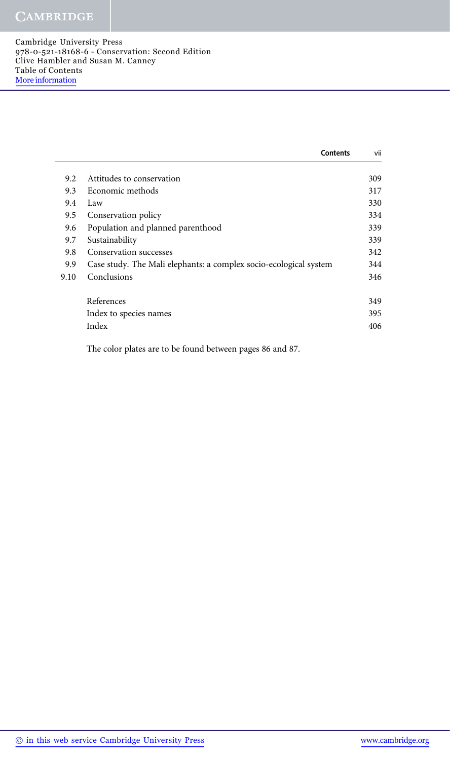| | | |
|---|---|---|
| 9.2 | Attitudes to conservation | 309 |
| 9.3 | Economic methods | 317 |
| 9.4 | Law | 330 |
| 9.5 | Conservation policy | 334 |
| 9.6 | Population and planned parenthood | 339 |
| 9.7 | Sustainability | 339 |
| 9.8 | Conservation successes | 342 |
| 9.9 | Case study. The Mali elephants: a complex socio-ecological system | 344 |
| 9.10 | Conclusions | 346 |
| | References | 349 |
| | Index to species names | 395 |
| | Index | 406 |

The color plates are to be found between pages 86 and 87.